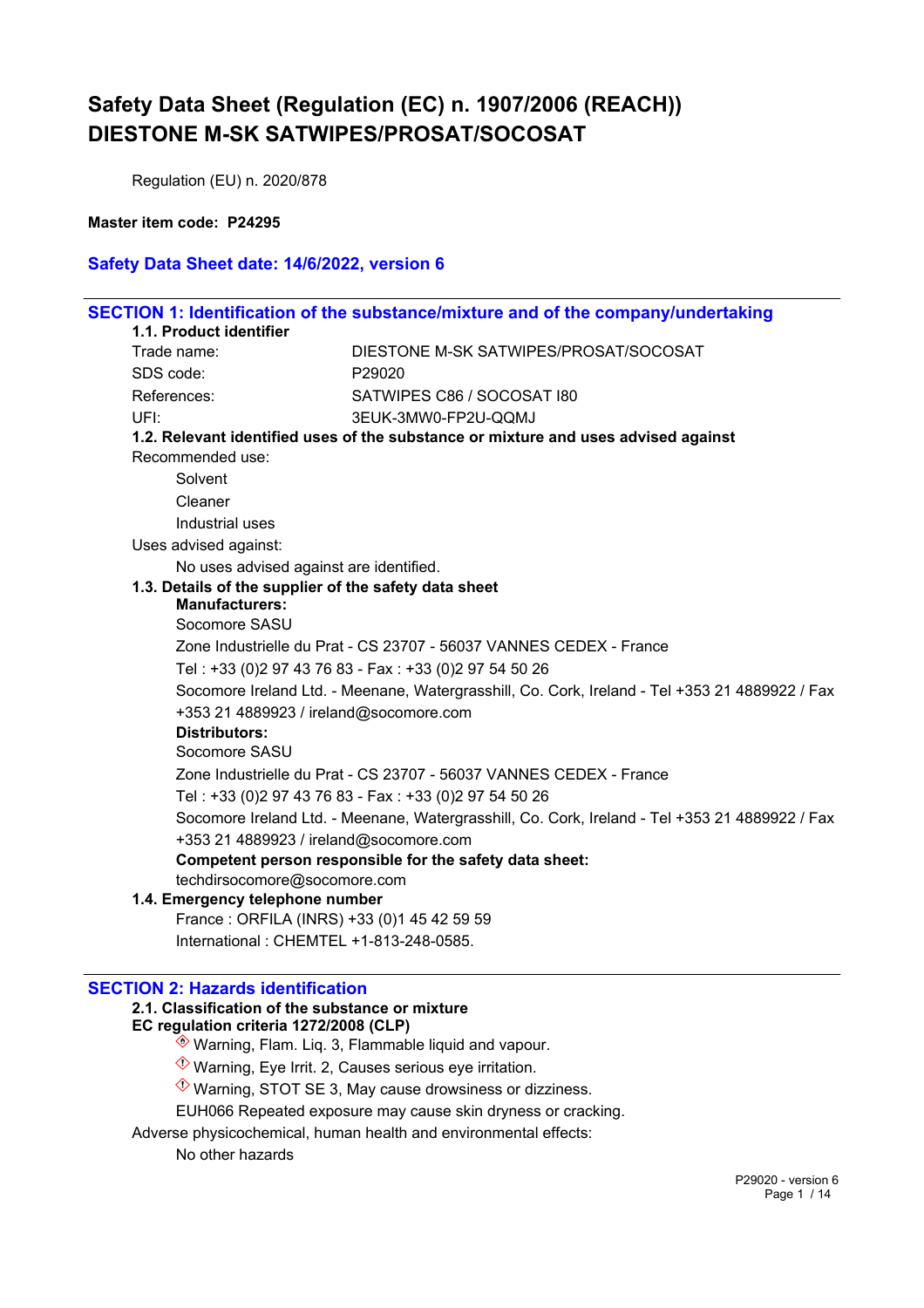# Safety Data Sheet (Regulation (EC) n. 1907/2006 (REACH)) DIESTONE M-SK SATWIPES/PROSAT/SOCOSAT

Regulation (EU) n. 2020/878

**Master item code: P24295**

## Safety Data Sheet date: 14/6/2022, version 6

## SECTION 1: Identification of the substance/mixture and of the company/undertaking

### 1.1. Product identifier

| | |
|---|---|
| Trade name: | DIESTONE M-SK SATWIPES/PROSAT/SOCOSAT |
| SDS code: | P29020 |
| References: | SATWIPES C86 / SOCOSAT I80 |
| UFI: | 3EUK-3MW0-FP2U-QQMJ |

### 1.2. Relevant identified uses of the substance or mixture and uses advised against

Recommended use:

Solvent

Cleaner

Industrial uses

Uses advised against:

No uses advised against are identified.

### 1.3. Details of the supplier of the safety data sheet

**Manufacturers:**

Socomore SASU

Zone Industrielle du Prat - CS 23707 - 56037 VANNES CEDEX - France

Tel : +33 (0)2 97 43 76 83 - Fax : +33 (0)2 97 54 50 26

Socomore Ireland Ltd. - Meenane, Watergrasshill, Co. Cork, Ireland - Tel +353 21 4889922 / Fax +353 21 4889923 / ireland@socomore.com

**Distributors:**

Socomore SASU

Zone Industrielle du Prat - CS 23707 - 56037 VANNES CEDEX - France

Tel : +33 (0)2 97 43 76 83 - Fax : +33 (0)2 97 54 50 26

Socomore Ireland Ltd. - Meenane, Watergrasshill, Co. Cork, Ireland - Tel +353 21 4889922 / Fax +353 21 4889923 / ireland@socomore.com

**Competent person responsible for the safety data sheet:**

techdirsocomore@socomore.com

### 1.4. Emergency telephone number

France : ORFILA (INRS) +33 (0)1 45 42 59 59

International : CHEMTEL +1-813-248-0585.

## SECTION 2: Hazards identification

### 2.1. Classification of the substance or mixture

**EC regulation criteria 1272/2008 (CLP)**

Warning, Flam. Liq. 3, Flammable liquid and vapour.

Warning, Eye Irrit. 2, Causes serious eye irritation.

Warning, STOT SE 3, May cause drowsiness or dizziness.

EUH066 Repeated exposure may cause skin dryness or cracking.

Adverse physicochemical, human health and environmental effects:

No other hazards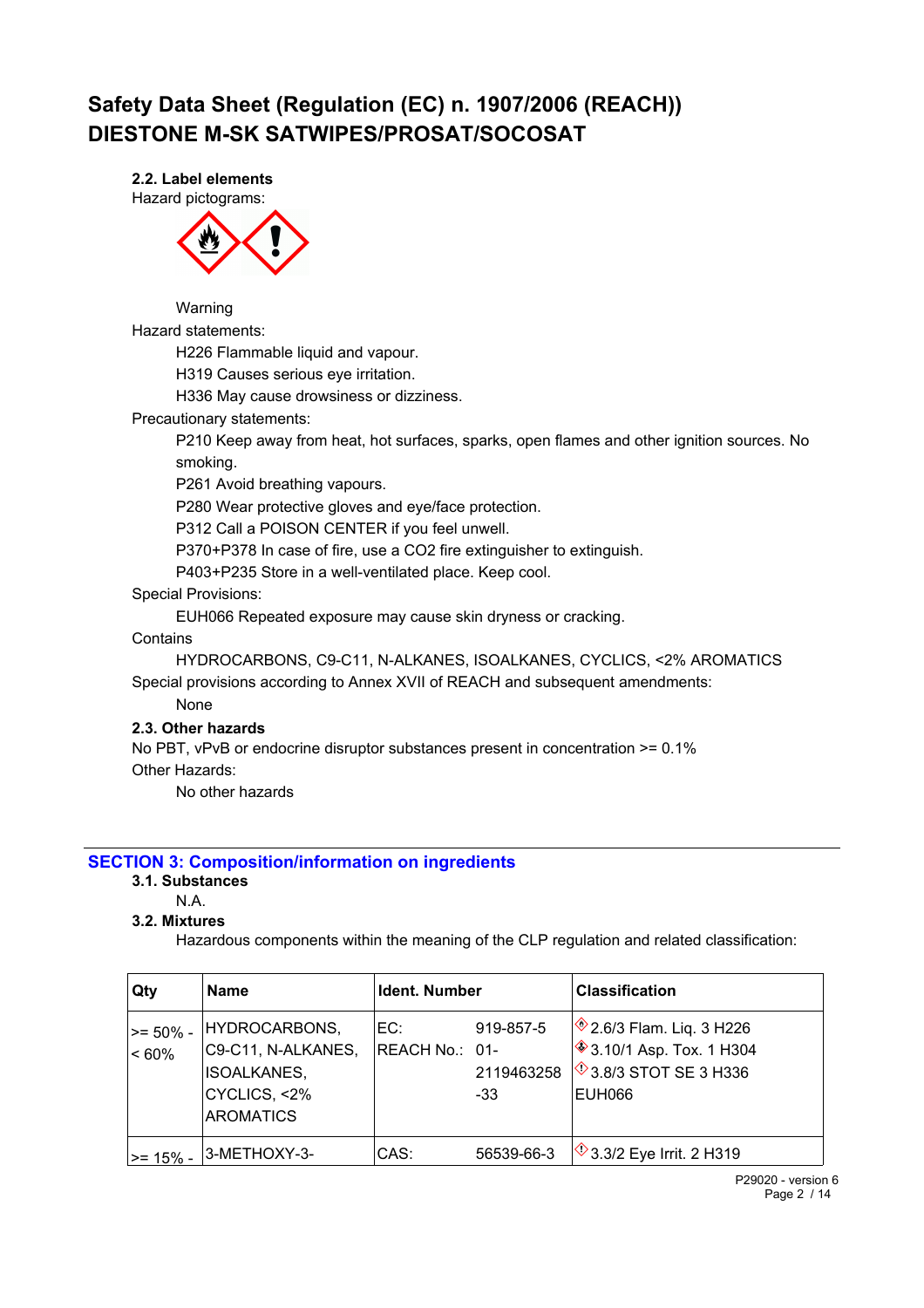# Safety Data Sheet (Regulation (EC) n. 1907/2006 (REACH))
# DIESTONE M-SK SATWIPES/PROSAT/SOCOSAT

### 2.2. Label elements

Hazard pictograms:

Warning

Hazard statements:

H226 Flammable liquid and vapour.
H319 Causes serious eye irritation.
H336 May cause drowsiness or dizziness.

Precautionary statements:

P210 Keep away from heat, hot surfaces, sparks, open flames and other ignition sources. No smoking.
P261 Avoid breathing vapours.
P280 Wear protective gloves and eye/face protection.
P312 Call a POISON CENTER if you feel unwell.
P370+P378 In case of fire, use a CO2 fire extinguisher to extinguish.
P403+P235 Store in a well-ventilated place. Keep cool.

Special Provisions:

EUH066 Repeated exposure may cause skin dryness or cracking.

Contains

HYDROCARBONS, C9-C11, N-ALKANES, ISOALKANES, CYCLICS, <2% AROMATICS

Special provisions according to Annex XVII of REACH and subsequent amendments:

None

### 2.3. Other hazards

No PBT, vPvB or endocrine disruptor substances present in concentration >= 0.1%

Other Hazards:

No other hazards

## SECTION 3: Composition/information on ingredients

### 3.1. Substances

N.A.

### 3.2. Mixtures

Hazardous components within the meaning of the CLP regulation and related classification:

| Qty | Name | Ident. Number | | Classification |
|---|---|---|---|---|
| >= 50% - < 60% | HYDROCARBONS, C9-C11, N-ALKANES, ISOALKANES, CYCLICS, <2% AROMATICS | EC:<br>REACH No.: | 919-857-5<br>01-2119463258-33 | 2.6/3 Flam. Liq. 3 H226<br>3.10/1 Asp. Tox. 1 H304<br>3.8/3 STOT SE 3 H336<br>EUH066 |
| >= 15% - | 3-METHOXY-3- | CAS: | 56539-66-3 | 3.3/2 Eye Irrit. 2 H319 |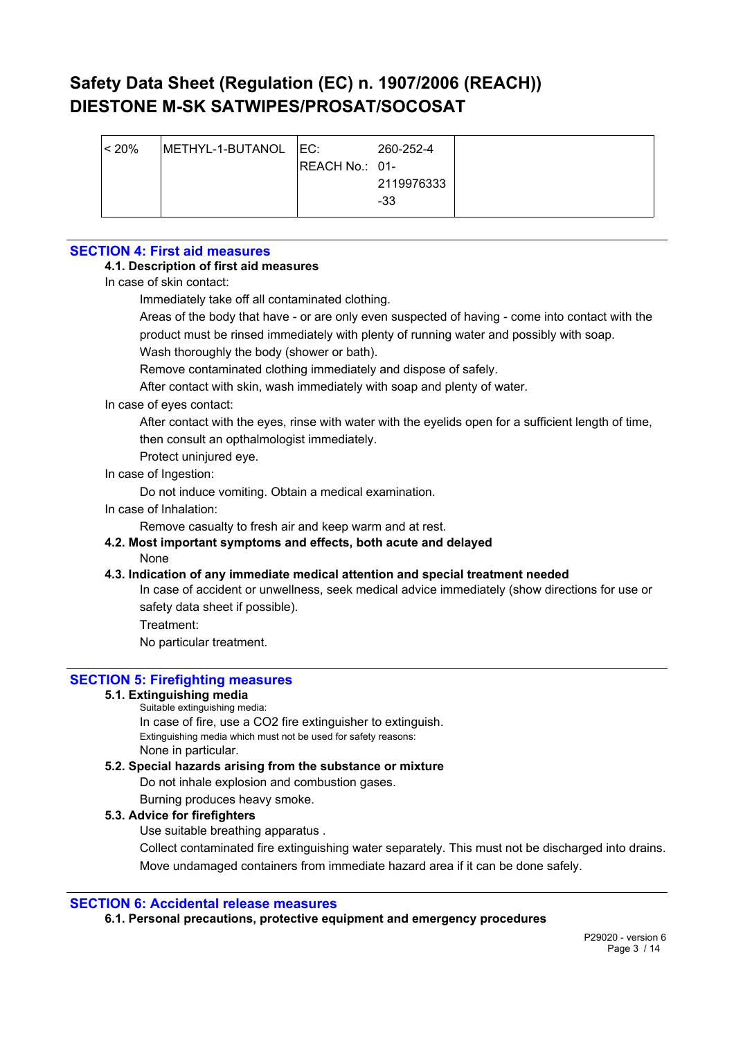| < 20% | METHYL-1-BUTANOL | EC: 260-252-4<br>REACH No.: 01-2119976333-33 | |
|---|---|---|---|

## SECTION 4: First aid measures

### 4.1. Description of first aid measures

In case of skin contact:

Immediately take off all contaminated clothing.

Areas of the body that have - or are only even suspected of having - come into contact with the product must be rinsed immediately with plenty of running water and possibly with soap.

Wash thoroughly the body (shower or bath).

Remove contaminated clothing immediately and dispose of safely.

After contact with skin, wash immediately with soap and plenty of water.

In case of eyes contact:

After contact with the eyes, rinse with water with the eyelids open for a sufficient length of time, then consult an opthalmologist immediately.

Protect uninjured eye.

In case of Ingestion:

Do not induce vomiting. Obtain a medical examination.

In case of Inhalation:

Remove casualty to fresh air and keep warm and at rest.

### 4.2. Most important symptoms and effects, both acute and delayed

None

### 4.3. Indication of any immediate medical attention and special treatment needed

In case of accident or unwellness, seek medical advice immediately (show directions for use or safety data sheet if possible).

Treatment:

No particular treatment.

## SECTION 5: Firefighting measures

### 5.1. Extinguishing media

Suitable extinguishing media:

In case of fire, use a CO2 fire extinguisher to extinguish.

Extinguishing media which must not be used for safety reasons:

None in particular.

### 5.2. Special hazards arising from the substance or mixture

Do not inhale explosion and combustion gases.

Burning produces heavy smoke.

### 5.3. Advice for firefighters

Use suitable breathing apparatus .

Collect contaminated fire extinguishing water separately. This must not be discharged into drains.

Move undamaged containers from immediate hazard area if it can be done safely.

## SECTION 6: Accidental release measures

### 6.1. Personal precautions, protective equipment and emergency procedures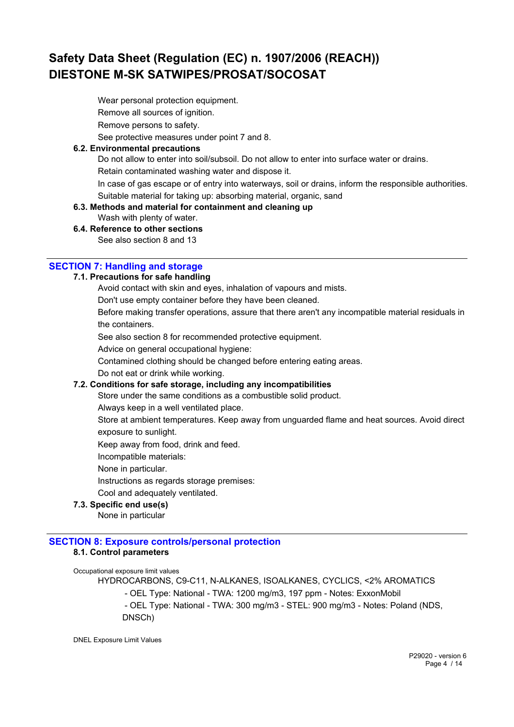Wear personal protection equipment.

Remove all sources of ignition.

Remove persons to safety.

See protective measures under point 7 and 8.

### 6.2. Environmental precautions

Do not allow to enter into soil/subsoil. Do not allow to enter into surface water or drains.

Retain contaminated washing water and dispose it.

In case of gas escape or of entry into waterways, soil or drains, inform the responsible authorities.

Suitable material for taking up: absorbing material, organic, sand

### 6.3. Methods and material for containment and cleaning up

Wash with plenty of water.

### 6.4. Reference to other sections

See also section 8 and 13

## SECTION 7: Handling and storage

### 7.1. Precautions for safe handling

Avoid contact with skin and eyes, inhalation of vapours and mists.

Don't use empty container before they have been cleaned.

Before making transfer operations, assure that there aren't any incompatible material residuals in the containers.

See also section 8 for recommended protective equipment.

Advice on general occupational hygiene:

Contamined clothing should be changed before entering eating areas.

Do not eat or drink while working.

### 7.2. Conditions for safe storage, including any incompatibilities

Store under the same conditions as a combustible solid product.

Always keep in a well ventilated place.

Store at ambient temperatures. Keep away from unguarded flame and heat sources. Avoid direct exposure to sunlight.

Keep away from food, drink and feed.

Incompatible materials:

None in particular.

Instructions as regards storage premises:

Cool and adequately ventilated.

### 7.3. Specific end use(s)

None in particular

## SECTION 8: Exposure controls/personal protection

### 8.1. Control parameters

Occupational exposure limit values

HYDROCARBONS, C9-C11, N-ALKANES, ISOALKANES, CYCLICS, <2% AROMATICS

- OEL Type: National - TWA: 1200 mg/m3, 197 ppm - Notes: ExxonMobil
- OEL Type: National - TWA: 300 mg/m3 - STEL: 900 mg/m3 - Notes: Poland (NDS, DNSCh)

DNEL Exposure Limit Values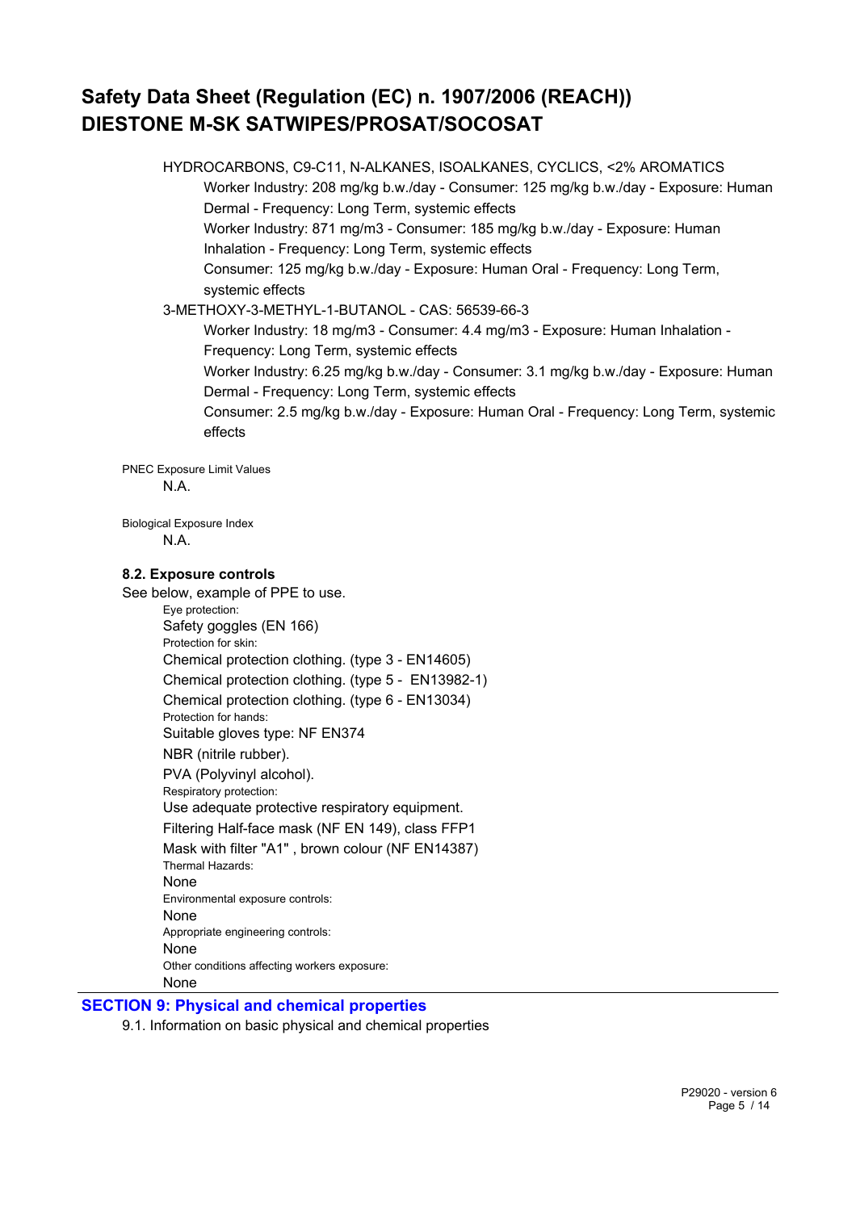HYDROCARBONS, C9-C11, N-ALKANES, ISOALKANES, CYCLICS, <2% AROMATICS

- Worker Industry: 208 mg/kg b.w./day - Consumer: 125 mg/kg b.w./day - Exposure: Human Dermal - Frequency: Long Term, systemic effects
- Worker Industry: 871 mg/m3 - Consumer: 185 mg/kg b.w./day - Exposure: Human Inhalation - Frequency: Long Term, systemic effects
- Consumer: 125 mg/kg b.w./day - Exposure: Human Oral - Frequency: Long Term, systemic effects

3-METHOXY-3-METHYL-1-BUTANOL - CAS: 56539-66-3

- Worker Industry: 18 mg/m3 - Consumer: 4.4 mg/m3 - Exposure: Human Inhalation - Frequency: Long Term, systemic effects
- Worker Industry: 6.25 mg/kg b.w./day - Consumer: 3.1 mg/kg b.w./day - Exposure: Human Dermal - Frequency: Long Term, systemic effects
- Consumer: 2.5 mg/kg b.w./day - Exposure: Human Oral - Frequency: Long Term, systemic effects

PNEC Exposure Limit Values

N.A.

Biological Exposure Index

N.A.

### 8.2. Exposure controls

See below, example of PPE to use.

Eye protection:

Safety goggles (EN 166)

Protection for skin:

Chemical protection clothing. (type 3 - EN14605)

Chemical protection clothing. (type 5 - EN13982-1)

Chemical protection clothing. (type 6 - EN13034)

Protection for hands:

Suitable gloves type: NF EN374

NBR (nitrile rubber).

PVA (Polyvinyl alcohol).

Respiratory protection:

Use adequate protective respiratory equipment.

Filtering Half-face mask (NF EN 149), class FFP1

Mask with filter "A1" , brown colour (NF EN14387)

Thermal Hazards:

None

Environmental exposure controls:

None

Appropriate engineering controls:

None

Other conditions affecting workers exposure:

None

## SECTION 9: Physical and chemical properties

9.1. Information on basic physical and chemical properties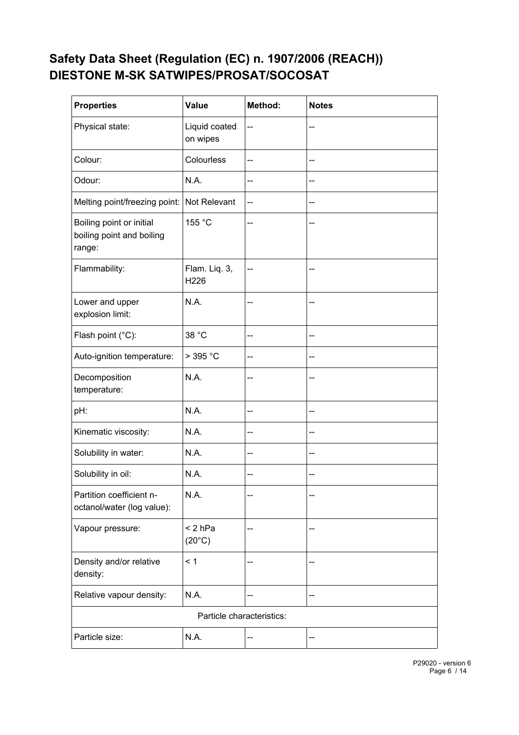## Safety Data Sheet (Regulation (EC) n. 1907/2006 (REACH))
## DIESTONE M-SK SATWIPES/PROSAT/SOCOSAT

| Properties | Value | Method: | Notes |
|---|---|---|---|
| Physical state: | Liquid coated on wipes | -- | -- |
| Colour: | Colourless | -- | -- |
| Odour: | N.A. | -- | -- |
| Melting point/freezing point: | Not Relevant | -- | -- |
| Boiling point or initial boiling point and boiling range: | 155 °C | -- | -- |
| Flammability: | Flam. Liq. 3, H226 | -- | -- |
| Lower and upper explosion limit: | N.A. | -- | -- |
| Flash point (°C): | 38 °C | -- | -- |
| Auto-ignition temperature: | > 395 °C | -- | -- |
| Decomposition temperature: | N.A. | -- | -- |
| pH: | N.A. | -- | -- |
| Kinematic viscosity: | N.A. | -- | -- |
| Solubility in water: | N.A. | -- | -- |
| Solubility in oil: | N.A. | -- | -- |
| Partition coefficient n-octanol/water (log value): | N.A. | -- | -- |
| Vapour pressure: | < 2 hPa (20°C) | -- | -- |
| Density and/or relative density: | < 1 | -- | -- |
| Relative vapour density: | N.A. | -- | -- |
| Particle characteristics: | | | |
| Particle size: | N.A. | -- | -- |

P29020 - version 6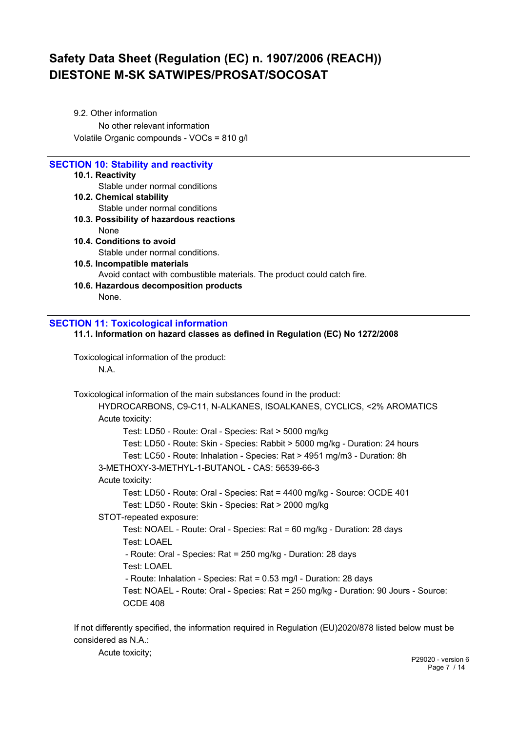9.2. Other information

No other relevant information

Volatile Organic compounds - VOCs = 810 g/l

## SECTION 10: Stability and reactivity

**10.1. Reactivity**

Stable under normal conditions

**10.2. Chemical stability**

Stable under normal conditions

**10.3. Possibility of hazardous reactions**

None

**10.4. Conditions to avoid**

Stable under normal conditions.

**10.5. Incompatible materials**

Avoid contact with combustible materials. The product could catch fire.

**10.6. Hazardous decomposition products**

None.

## SECTION 11: Toxicological information

**11.1. Information on hazard classes as defined in Regulation (EC) No 1272/2008**

Toxicological information of the product:

N.A.

Toxicological information of the main substances found in the product:

HYDROCARBONS, C9-C11, N-ALKANES, ISOALKANES, CYCLICS, <2% AROMATICS

Acute toxicity:

Test: LD50 - Route: Oral - Species: Rat > 5000 mg/kg

Test: LD50 - Route: Skin - Species: Rabbit > 5000 mg/kg - Duration: 24 hours

Test: LC50 - Route: Inhalation - Species: Rat > 4951 mg/m3 - Duration: 8h

3-METHOXY-3-METHYL-1-BUTANOL - CAS: 56539-66-3

Acute toxicity:

Test: LD50 - Route: Oral - Species: Rat = 4400 mg/kg - Source: OCDE 401

Test: LD50 - Route: Skin - Species: Rat > 2000 mg/kg

STOT-repeated exposure:

Test: NOAEL - Route: Oral - Species: Rat = 60 mg/kg - Duration: 28 days

Test: LOAEL

- Route: Oral - Species: Rat = 250 mg/kg - Duration: 28 days

Test: LOAEL

- Route: Inhalation - Species: Rat = 0.53 mg/l - Duration: 28 days

Test: NOAEL - Route: Oral - Species: Rat = 250 mg/kg - Duration: 90 Jours - Source: OCDE 408

If not differently specified, the information required in Regulation (EU)2020/878 listed below must be considered as N.A.:

Acute toxicity;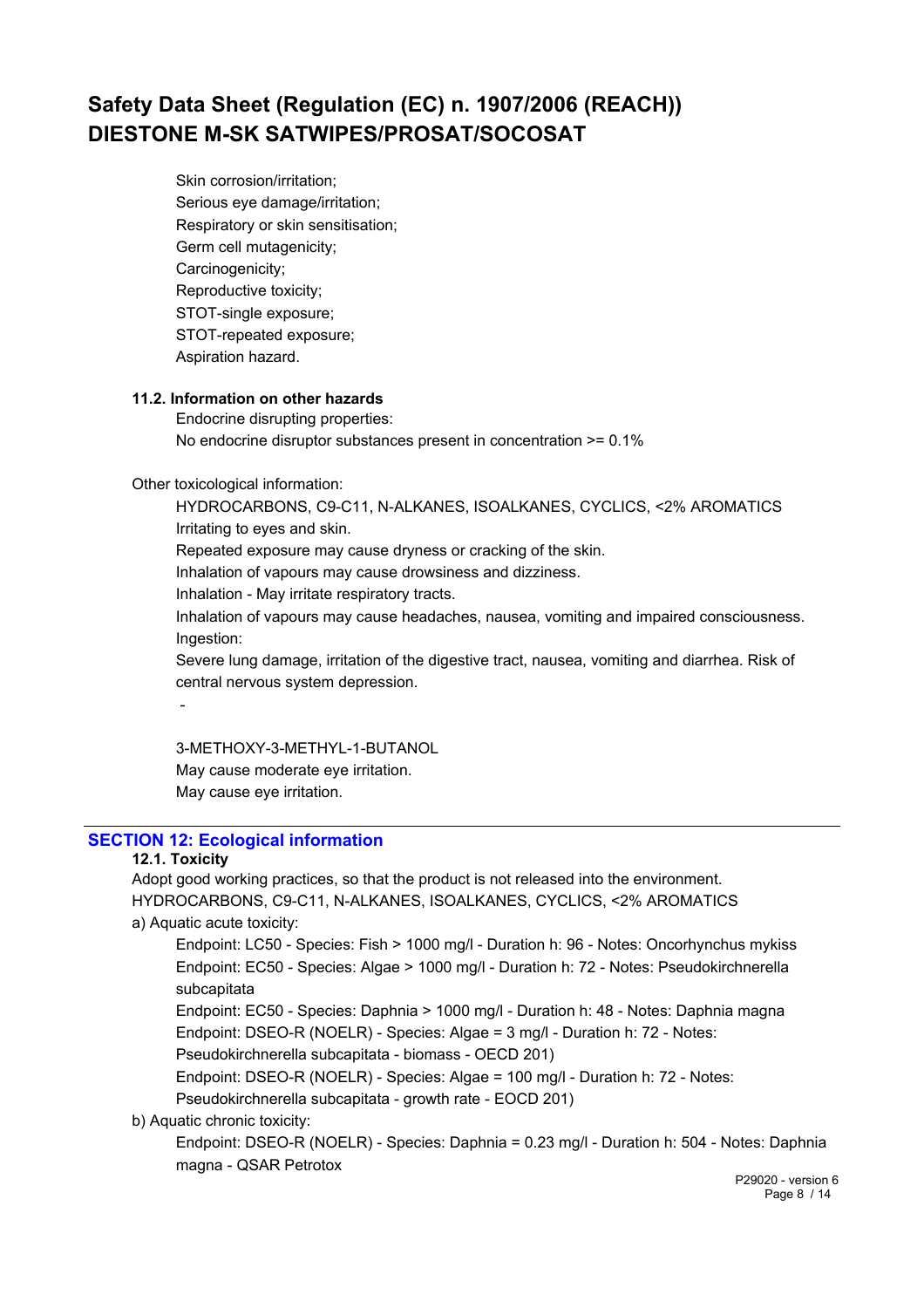Skin corrosion/irritation;
Serious eye damage/irritation;
Respiratory or skin sensitisation;
Germ cell mutagenicity;
Carcinogenicity;
Reproductive toxicity;
STOT-single exposure;
STOT-repeated exposure;
Aspiration hazard.

### 11.2. Information on other hazards

Endocrine disrupting properties:
No endocrine disruptor substances present in concentration >= 0.1%

Other toxicological information:

HYDROCARBONS, C9-C11, N-ALKANES, ISOALKANES, CYCLICS, <2% AROMATICS
Irritating to eyes and skin.
Repeated exposure may cause dryness or cracking of the skin.
Inhalation of vapours may cause drowsiness and dizziness.
Inhalation - May irritate respiratory tracts.
Inhalation of vapours may cause headaches, nausea, vomiting and impaired consciousness.
Ingestion:
Severe lung damage, irritation of the digestive tract, nausea, vomiting and diarrhea. Risk of central nervous system depression.

-

3-METHOXY-3-METHYL-1-BUTANOL
May cause moderate eye irritation.
May cause eye irritation.

## SECTION 12: Ecological information

### 12.1. Toxicity

Adopt good working practices, so that the product is not released into the environment.
HYDROCARBONS, C9-C11, N-ALKANES, ISOALKANES, CYCLICS, <2% AROMATICS

a) Aquatic acute toxicity:

Endpoint: LC50 - Species: Fish > 1000 mg/l - Duration h: 96 - Notes: Oncorhynchus mykiss
Endpoint: EC50 - Species: Algae > 1000 mg/l - Duration h: 72 - Notes: Pseudokirchnerella subcapitata
Endpoint: EC50 - Species: Daphnia > 1000 mg/l - Duration h: 48 - Notes: Daphnia magna
Endpoint: DSEO-R (NOELR) - Species: Algae = 3 mg/l - Duration h: 72 - Notes: Pseudokirchnerella subcapitata - biomass - OECD 201)
Endpoint: DSEO-R (NOELR) - Species: Algae = 100 mg/l - Duration h: 72 - Notes: Pseudokirchnerella subcapitata - growth rate - EOCD 201)

b) Aquatic chronic toxicity:

Endpoint: DSEO-R (NOELR) - Species: Daphnia = 0.23 mg/l - Duration h: 504 - Notes: Daphnia magna - QSAR Petrotox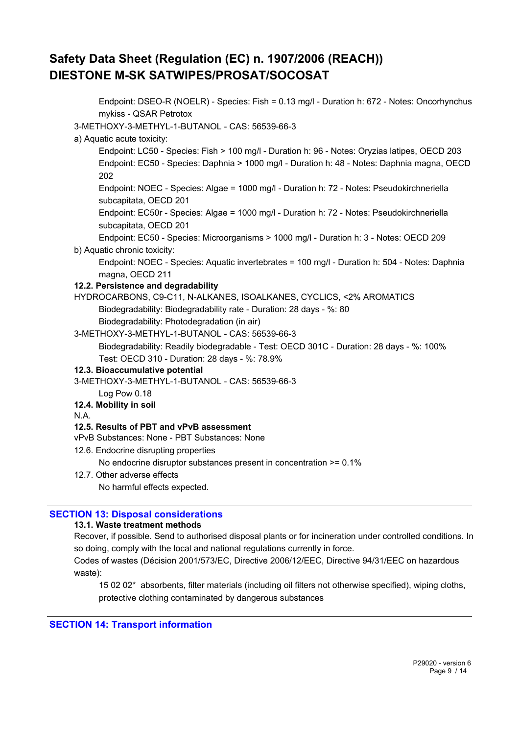Endpoint: DSEO-R (NOELR) - Species: Fish = 0.13 mg/l - Duration h: 672 - Notes: Oncorhynchus mykiss - QSAR Petrotox

3-METHOXY-3-METHYL-1-BUTANOL - CAS: 56539-66-3

a) Aquatic acute toxicity:

Endpoint: LC50 - Species: Fish > 100 mg/l - Duration h: 96 - Notes: Oryzias latipes, OECD 203

Endpoint: EC50 - Species: Daphnia > 1000 mg/l - Duration h: 48 - Notes: Daphnia magna, OECD 202

Endpoint: NOEC - Species: Algae = 1000 mg/l - Duration h: 72 - Notes: Pseudokirchneriella subcapitata, OECD 201

Endpoint: EC50r - Species: Algae = 1000 mg/l - Duration h: 72 - Notes: Pseudokirchneriella subcapitata, OECD 201

Endpoint: EC50 - Species: Microorganisms > 1000 mg/l - Duration h: 3 - Notes: OECD 209

b) Aquatic chronic toxicity:

Endpoint: NOEC - Species: Aquatic invertebrates = 100 mg/l - Duration h: 504 - Notes: Daphnia magna, OECD 211

**12.2. Persistence and degradability**

HYDROCARBONS, C9-C11, N-ALKANES, ISOALKANES, CYCLICS, <2% AROMATICS

Biodegradability: Biodegradability rate - Duration: 28 days - %: 80

Biodegradability: Photodegradation (in air)

3-METHOXY-3-METHYL-1-BUTANOL - CAS: 56539-66-3

Biodegradability: Readily biodegradable - Test: OECD 301C - Duration: 28 days - %: 100%

Test: OECD 310 - Duration: 28 days - %: 78.9%

**12.3. Bioaccumulative potential**

3-METHOXY-3-METHYL-1-BUTANOL - CAS: 56539-66-3

Log Pow 0.18

**12.4. Mobility in soil**

N.A.

**12.5. Results of PBT and vPvB assessment**

vPvB Substances: None - PBT Substances: None

12.6. Endocrine disrupting properties

No endocrine disruptor substances present in concentration >= 0.1%

12.7. Other adverse effects

No harmful effects expected.

## SECTION 13: Disposal considerations

**13.1. Waste treatment methods**

Recover, if possible. Send to authorised disposal plants or for incineration under controlled conditions. In so doing, comply with the local and national regulations currently in force.

Codes of wastes (Décision 2001/573/EC, Directive 2006/12/EEC, Directive 94/31/EEC on hazardous waste):

15 02 02* absorbents, filter materials (including oil filters not otherwise specified), wiping cloths, protective clothing contaminated by dangerous substances

## SECTION 14: Transport information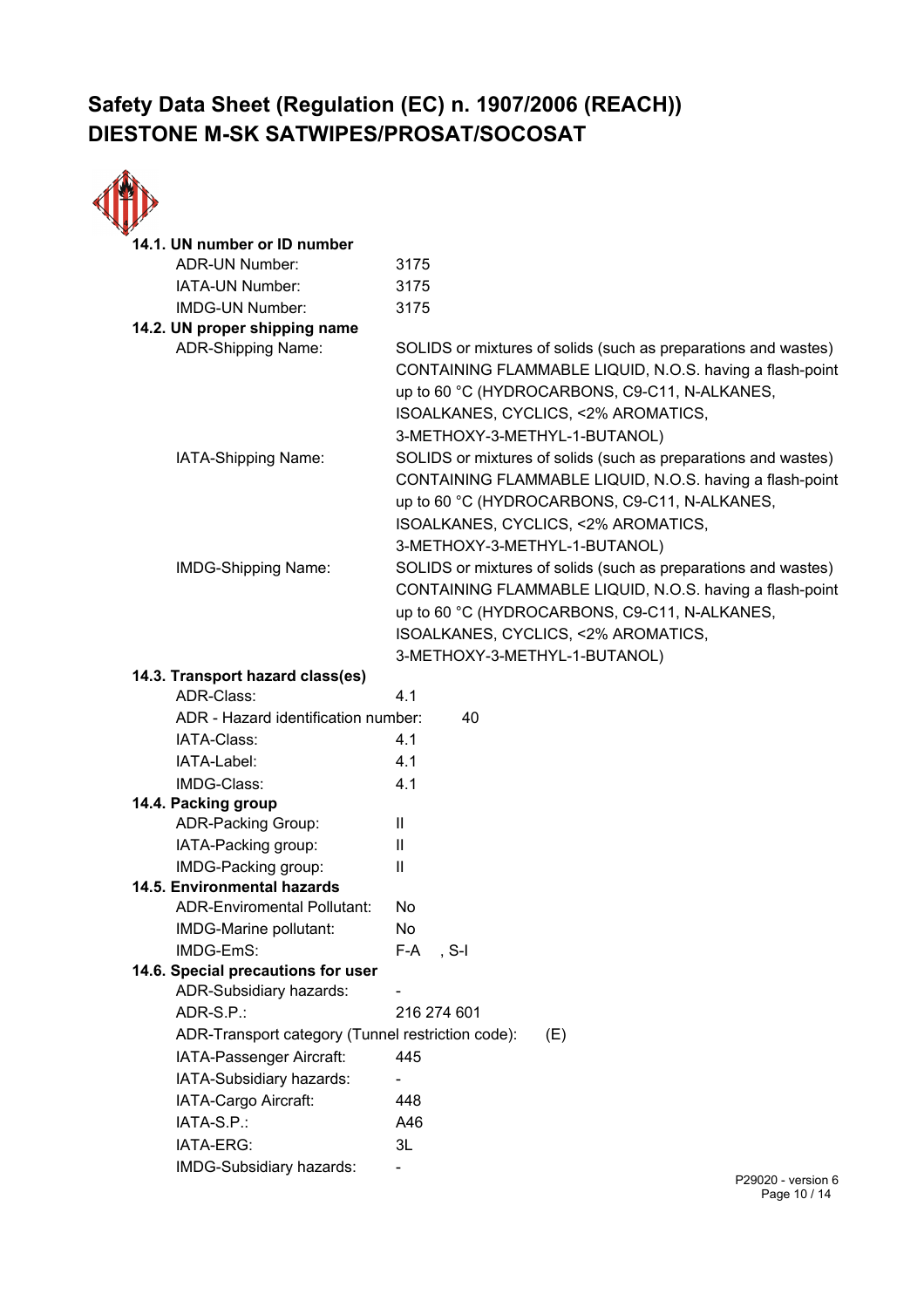# Safety Data Sheet (Regulation (EC) n. 1907/2006 (REACH))
# DIESTONE M-SK SATWIPES/PROSAT/SOCOSAT

**14.1. UN number or ID number**

| | |
|---|---|
| ADR-UN Number: | 3175 |
| IATA-UN Number: | 3175 |
| IMDG-UN Number: | 3175 |

**14.2. UN proper shipping name**

| | |
|---|---|
| ADR-Shipping Name: | SOLIDS or mixtures of solids (such as preparations and wastes) CONTAINING FLAMMABLE LIQUID, N.O.S. having a flash-point up to 60 °C (HYDROCARBONS, C9-C11, N-ALKANES, ISOALKANES, CYCLICS, <2% AROMATICS, 3-METHOXY-3-METHYL-1-BUTANOL) |
| IATA-Shipping Name: | SOLIDS or mixtures of solids (such as preparations and wastes) CONTAINING FLAMMABLE LIQUID, N.O.S. having a flash-point up to 60 °C (HYDROCARBONS, C9-C11, N-ALKANES, ISOALKANES, CYCLICS, <2% AROMATICS, 3-METHOXY-3-METHYL-1-BUTANOL) |
| IMDG-Shipping Name: | SOLIDS or mixtures of solids (such as preparations and wastes) CONTAINING FLAMMABLE LIQUID, N.O.S. having a flash-point up to 60 °C (HYDROCARBONS, C9-C11, N-ALKANES, ISOALKANES, CYCLICS, <2% AROMATICS, 3-METHOXY-3-METHYL-1-BUTANOL) |

**14.3. Transport hazard class(es)**

| | |
|---|---|
| ADR-Class: | 4.1 |
| ADR - Hazard identification number: | 40 |
| IATA-Class: | 4.1 |
| IATA-Label: | 4.1 |
| IMDG-Class: | 4.1 |

**14.4. Packing group**

| | |
|---|---|
| ADR-Packing Group: | II |
| IATA-Packing group: | II |
| IMDG-Packing group: | II |

**14.5. Environmental hazards**

| | |
|---|---|
| ADR-Enviromental Pollutant: | No |
| IMDG-Marine pollutant: | No |
| IMDG-EmS: | F-A , S-I |

**14.6. Special precautions for user**

| | |
|---|---|
| ADR-Subsidiary hazards: | - |
| ADR-S.P.: | 216 274 601 |
| ADR-Transport category (Tunnel restriction code): | (E) |
| IATA-Passenger Aircraft: | 445 |
| IATA-Subsidiary hazards: | - |
| IATA-Cargo Aircraft: | 448 |
| IATA-S.P.: | A46 |
| IATA-ERG: | 3L |
| IMDG-Subsidiary hazards: | - |

P29020 - version 6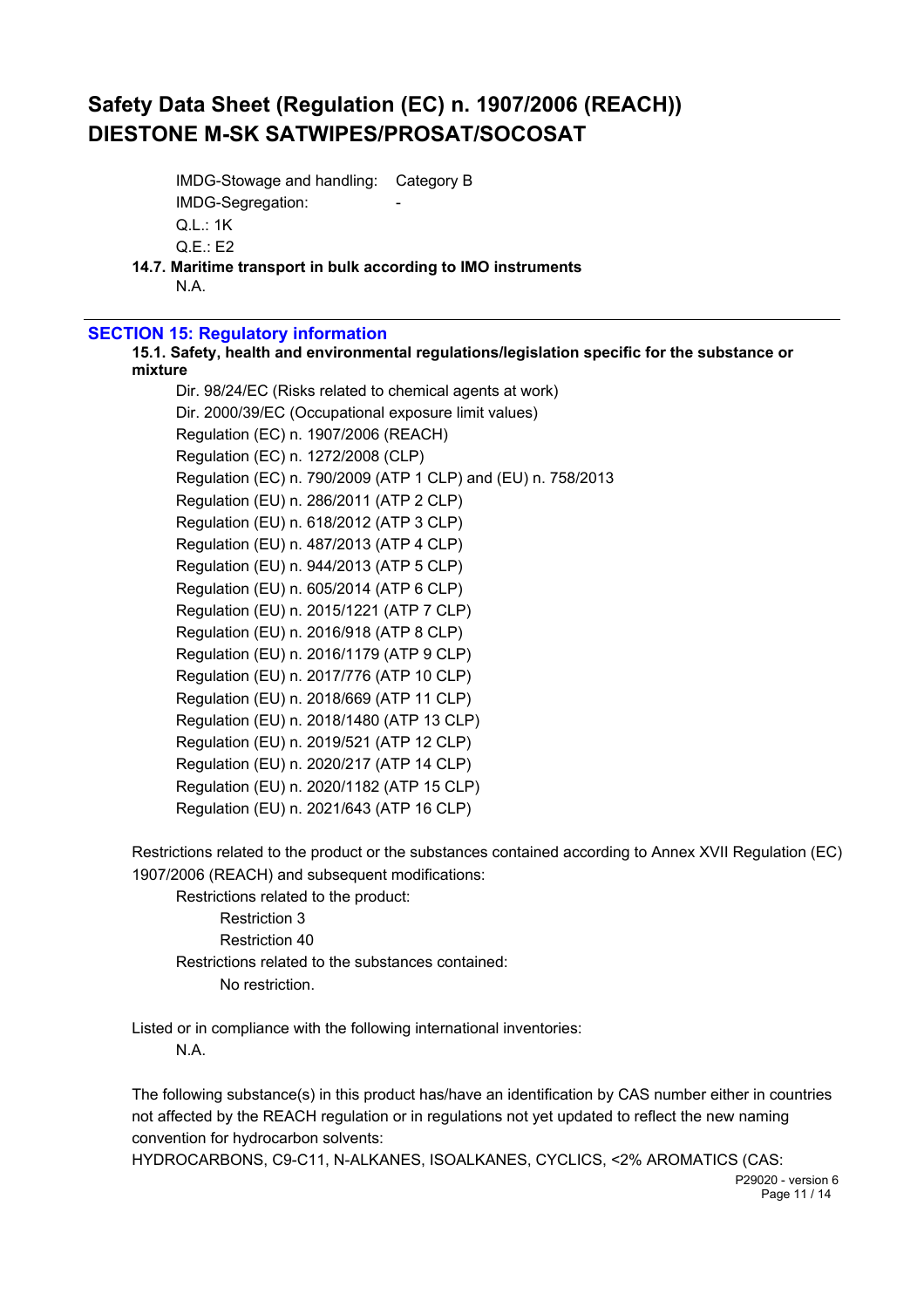IMDG-Stowage and handling: Category B

IMDG-Segregation: -

Q.L.: 1K

Q.E.: E2

**14.7. Maritime transport in bulk according to IMO instruments**

N.A.

## SECTION 15: Regulatory information

**15.1. Safety, health and environmental regulations/legislation specific for the substance or mixture**

Dir. 98/24/EC (Risks related to chemical agents at work)
Dir. 2000/39/EC (Occupational exposure limit values)
Regulation (EC) n. 1907/2006 (REACH)
Regulation (EC) n. 1272/2008 (CLP)
Regulation (EC) n. 790/2009 (ATP 1 CLP) and (EU) n. 758/2013
Regulation (EU) n. 286/2011 (ATP 2 CLP)
Regulation (EU) n. 618/2012 (ATP 3 CLP)
Regulation (EU) n. 487/2013 (ATP 4 CLP)
Regulation (EU) n. 944/2013 (ATP 5 CLP)
Regulation (EU) n. 605/2014 (ATP 6 CLP)
Regulation (EU) n. 2015/1221 (ATP 7 CLP)
Regulation (EU) n. 2016/918 (ATP 8 CLP)
Regulation (EU) n. 2016/1179 (ATP 9 CLP)
Regulation (EU) n. 2017/776 (ATP 10 CLP)
Regulation (EU) n. 2018/669 (ATP 11 CLP)
Regulation (EU) n. 2018/1480 (ATP 13 CLP)
Regulation (EU) n. 2019/521 (ATP 12 CLP)
Regulation (EU) n. 2020/217 (ATP 14 CLP)
Regulation (EU) n. 2020/1182 (ATP 15 CLP)
Regulation (EU) n. 2021/643 (ATP 16 CLP)

Restrictions related to the product or the substances contained according to Annex XVII Regulation (EC) 1907/2006 (REACH) and subsequent modifications:

Restrictions related to the product:

Restriction 3
Restriction 40

Restrictions related to the substances contained:

No restriction.

Listed or in compliance with the following international inventories:

N.A.

The following substance(s) in this product has/have an identification by CAS number either in countries not affected by the REACH regulation or in regulations not yet updated to reflect the new naming convention for hydrocarbon solvents:

HYDROCARBONS, C9-C11, N-ALKANES, ISOALKANES, CYCLICS, <2% AROMATICS (CAS: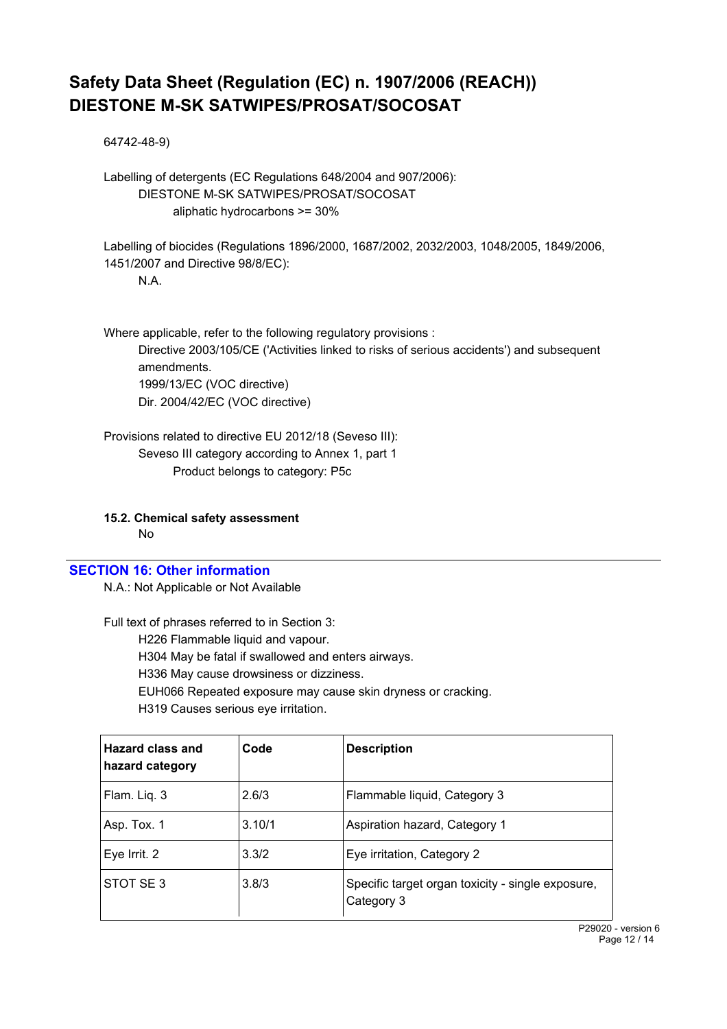64742-48-9)

Labelling of detergents (EC Regulations 648/2004 and 907/2006):

DIESTONE M-SK SATWIPES/PROSAT/SOCOSAT

aliphatic hydrocarbons >= 30%

Labelling of biocides (Regulations 1896/2000, 1687/2002, 2032/2003, 1048/2005, 1849/2006, 1451/2007 and Directive 98/8/EC):

N.A.

Where applicable, refer to the following regulatory provisions :

Directive 2003/105/CE ('Activities linked to risks of serious accidents') and subsequent amendments.

1999/13/EC (VOC directive)

Dir. 2004/42/EC (VOC directive)

Provisions related to directive EU 2012/18 (Seveso III):

Seveso III category according to Annex 1, part 1

Product belongs to category: P5c

### 15.2. Chemical safety assessment

No

## SECTION 16: Other information

N.A.: Not Applicable or Not Available

Full text of phrases referred to in Section 3:

H226 Flammable liquid and vapour.

H304 May be fatal if swallowed and enters airways.

H336 May cause drowsiness or dizziness.

EUH066 Repeated exposure may cause skin dryness or cracking.

H319 Causes serious eye irritation.

| Hazard class and hazard category | Code | Description |
|---|---|---|
| Flam. Liq. 3 | 2.6/3 | Flammable liquid, Category 3 |
| Asp. Tox. 1 | 3.10/1 | Aspiration hazard, Category 1 |
| Eye Irrit. 2 | 3.3/2 | Eye irritation, Category 2 |
| STOT SE 3 | 3.8/3 | Specific target organ toxicity - single exposure, Category 3 |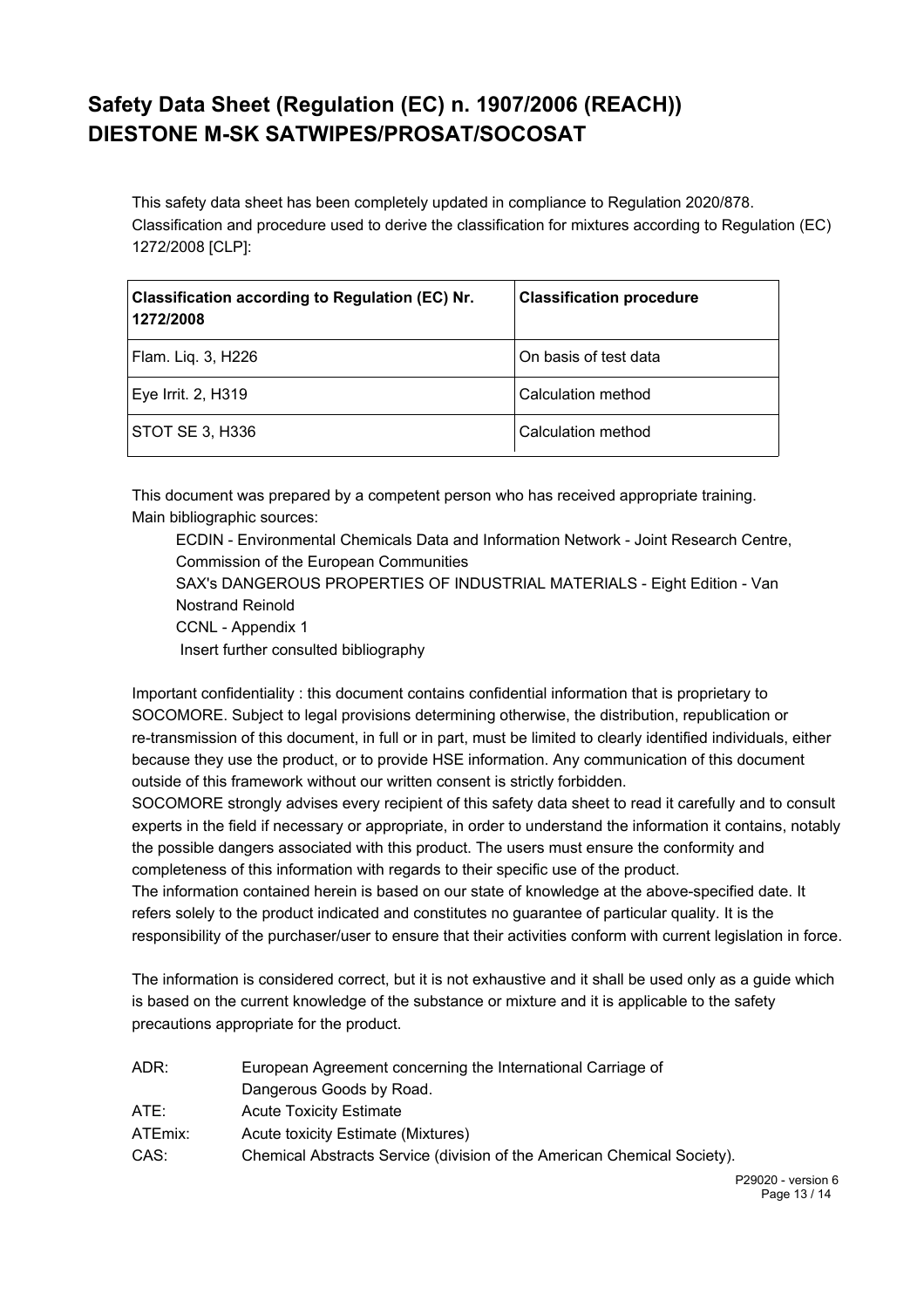# Safety Data Sheet (Regulation (EC) n. 1907/2006 (REACH))
# DIESTONE M-SK SATWIPES/PROSAT/SOCOSAT

This safety data sheet has been completely updated in compliance to Regulation 2020/878.
Classification and procedure used to derive the classification for mixtures according to Regulation (EC) 1272/2008 [CLP]:

| Classification according to Regulation (EC) Nr. 1272/2008 | Classification procedure |
|---|---|
| Flam. Liq. 3, H226 | On basis of test data |
| Eye Irrit. 2, H319 | Calculation method |
| STOT SE 3, H336 | Calculation method |

This document was prepared by a competent person who has received appropriate training.
Main bibliographic sources:

ECDIN - Environmental Chemicals Data and Information Network - Joint Research Centre, Commission of the European Communities
SAX's DANGEROUS PROPERTIES OF INDUSTRIAL MATERIALS - Eight Edition - Van Nostrand Reinold
CCNL - Appendix 1
Insert further consulted bibliography

Important confidentiality : this document contains confidential information that is proprietary to SOCOMORE. Subject to legal provisions determining otherwise, the distribution, republication or re-transmission of this document, in full or in part, must be limited to clearly identified individuals, either because they use the product, or to provide HSE information. Any communication of this document outside of this framework without our written consent is strictly forbidden.
SOCOMORE strongly advises every recipient of this safety data sheet to read it carefully and to consult experts in the field if necessary or appropriate, in order to understand the information it contains, notably the possible dangers associated with this product. The users must ensure the conformity and completeness of this information with regards to their specific use of the product.
The information contained herein is based on our state of knowledge at the above-specified date. It refers solely to the product indicated and constitutes no guarantee of particular quality. It is the responsibility of the purchaser/user to ensure that their activities conform with current legislation in force.

The information is considered correct, but it is not exhaustive and it shall be used only as a guide which is based on the current knowledge of the substance or mixture and it is applicable to the safety precautions appropriate for the product.

| | |
|---|---|
| ADR: | European Agreement concerning the International Carriage of Dangerous Goods by Road. |
| ATE: | Acute Toxicity Estimate |
| ATEmix: | Acute toxicity Estimate (Mixtures) |
| CAS: | Chemical Abstracts Service (division of the American Chemical Society). |

P29020 - version 6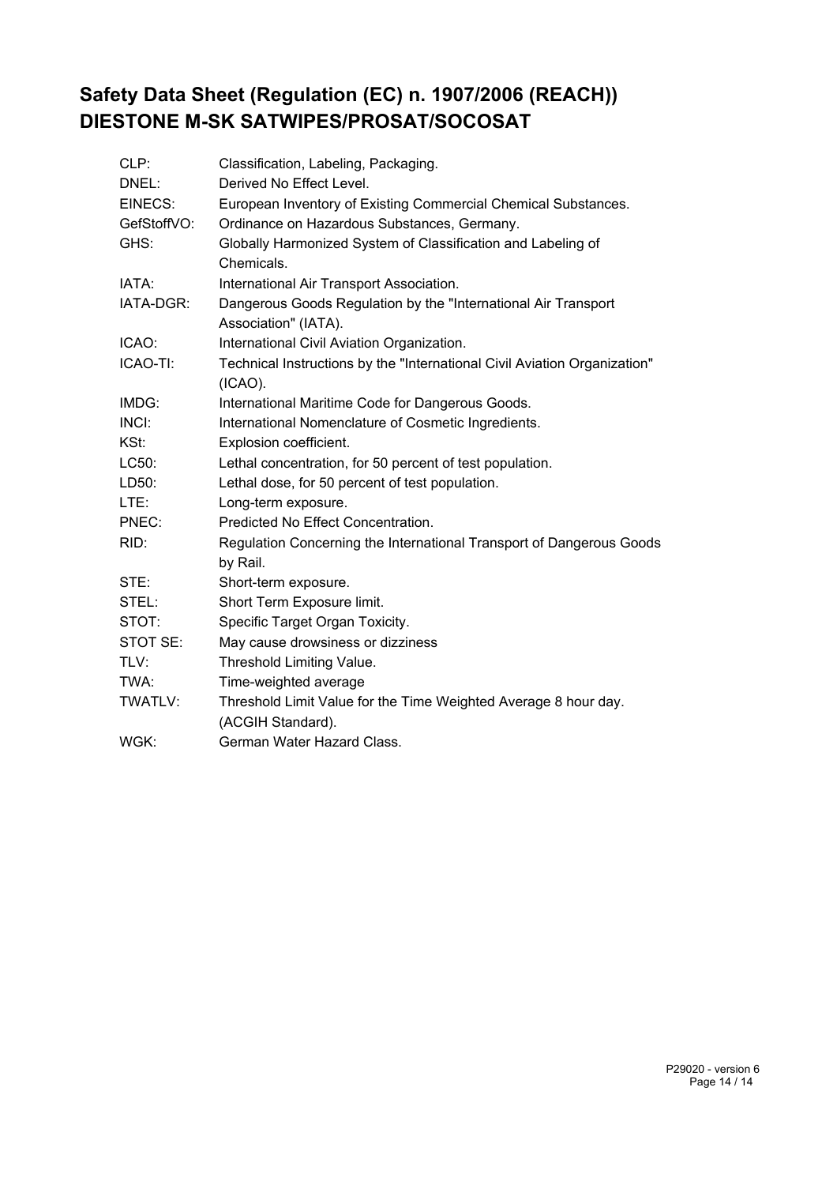| | |
|---|---|
| CLP: | Classification, Labeling, Packaging. |
| DNEL: | Derived No Effect Level. |
| EINECS: | European Inventory of Existing Commercial Chemical Substances. |
| GefStoffVO: | Ordinance on Hazardous Substances, Germany. |
| GHS: | Globally Harmonized System of Classification and Labeling of Chemicals. |
| IATA: | International Air Transport Association. |
| IATA-DGR: | Dangerous Goods Regulation by the "International Air Transport Association" (IATA). |
| ICAO: | International Civil Aviation Organization. |
| ICAO-TI: | Technical Instructions by the "International Civil Aviation Organization" (ICAO). |
| IMDG: | International Maritime Code for Dangerous Goods. |
| INCI: | International Nomenclature of Cosmetic Ingredients. |
| KSt: | Explosion coefficient. |
| LC50: | Lethal concentration, for 50 percent of test population. |
| LD50: | Lethal dose, for 50 percent of test population. |
| LTE: | Long-term exposure. |
| PNEC: | Predicted No Effect Concentration. |
| RID: | Regulation Concerning the International Transport of Dangerous Goods by Rail. |
| STE: | Short-term exposure. |
| STEL: | Short Term Exposure limit. |
| STOT: | Specific Target Organ Toxicity. |
| STOT SE: | May cause drowsiness or dizziness |
| TLV: | Threshold Limiting Value. |
| TWA: | Time-weighted average |
| TWATLV: | Threshold Limit Value for the Time Weighted Average 8 hour day. (ACGIH Standard). |
| WGK: | German Water Hazard Class. |